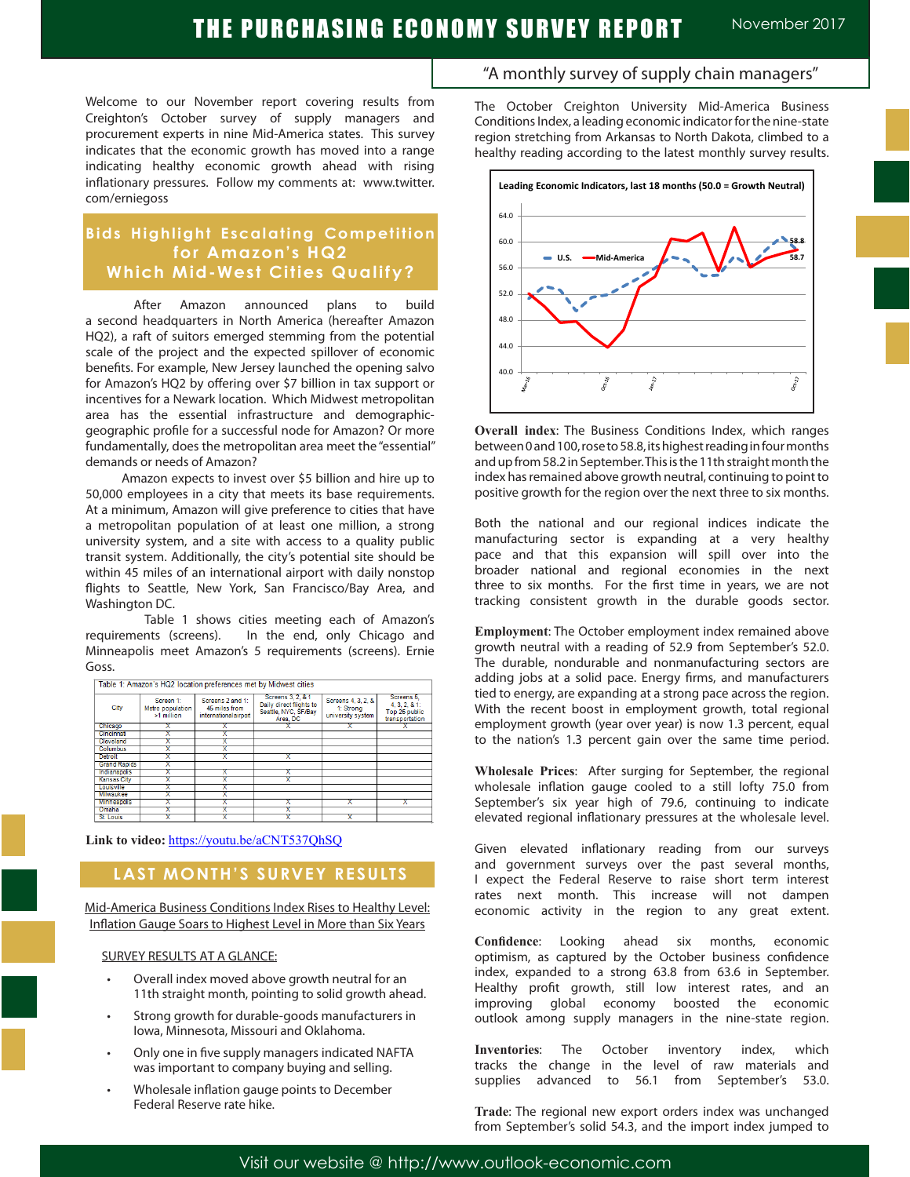# THE PURCHASING ECONOMY SURVEY REPORT

November 2017

"A monthly survey of supply chain managers"

Welcome to our November report covering results from Creighton's October survey of supply managers and procurement experts in nine Mid-America states. This survey indicates that the economic growth has moved into a range indicating healthy economic growth ahead with rising inflationary pressures. Follow my comments at: www.twitter.com/erniegoss

## Bids Highlight Escalating Competition for Amazon's HQ2 Which Mid-West Cities Qualify?

After Amazon announced plans to build a second headquarters in North America (hereafter Amazon HQ2), a raft of suitors emerged stemming from the potential scale of the project and the expected spillover of economic benefits. For example, New Jersey launched the opening salvo for Amazon's HQ2 by offering over $7 billion in tax support or incentives for a Newark location. Which Midwest metropolitan area has the essential infrastructure and demographic-geographic profile for a successful node for Amazon? Or more fundamentally, does the metropolitan area meet the "essential" demands or needs of Amazon?

Amazon expects to invest over $5 billion and hire up to 50,000 employees in a city that meets its base requirements. At a minimum, Amazon will give preference to cities that have a metropolitan population of at least one million, a strong university system, and a site with access to a quality public transit system. Additionally, the city's potential site should be within 45 miles of an international airport with daily nonstop flights to Seattle, New York, San Francisco/Bay Area, and Washington DC.

Table 1 shows cities meeting each of Amazon's requirements (screens). In the end, only Chicago and Minneapolis meet Amazon's 5 requirements (screens). Ernie Goss.

Table 1: Amazon's HQ2 location preferences met by Midwest cities

| City | Screen 1: Metro population >1 million | Screens 2 and 1: 45 miles from international airport | Screens 3, 2, & 1 Daily direct flights to Seattle, NYC, SF/Bay Area, DC | Screens 4, 3, 2, & 1: Strong university system | Screens 5, 4, 3, 2, & 1: Top 25 public transportation |
|---|---|---|---|---|---|
| Chicago | X | X | X | X | X |
| Cincinnati | X | X | | | |
| Cleveland | X | X | | | |
| Columbus | X | X | | | |
| Detroit | X | X | X | | |
| Grand Rapids | X | | | | |
| Indianapolis | X | X | X | | |
| Kansas City | X | X | X | | |
| Louisville | X | X | | | |
| Milwaukee | X | X | | | |
| Minneapolis | X | X | X | X | X |
| Omaha | X | X | X | | |
| St. Louis | X | X | X | X | |

**Link to video:** https://youtu.be/aCNT537QhSQ

## LAST MONTH'S SURVEY RESULTS

Mid-America Business Conditions Index Rises to Healthy Level: Inflation Gauge Soars to Highest Level in More than Six Years

SURVEY RESULTS AT A GLANCE:

- Overall index moved above growth neutral for an 11th straight month, pointing to solid growth ahead.
- Strong growth for durable-goods manufacturers in Iowa, Minnesota, Missouri and Oklahoma.
- Only one in five supply managers indicated NAFTA was important to company buying and selling.
- Wholesale inflation gauge points to December Federal Reserve rate hike.

The October Creighton University Mid-America Business Conditions Index, a leading economic indicator for the nine-state region stretching from Arkansas to North Dakota, climbed to a healthy reading according to the latest monthly survey results.

**Leading Economic Indicators, last 18 months (50.0 = Growth Neutral)**

**Overall index**: The Business Conditions Index, which ranges between 0 and 100, rose to 58.8, its highest reading in four months and up from 58.2 in September. This is the 11th straight month the index has remained above growth neutral, continuing to point to positive growth for the region over the next three to six months.

Both the national and our regional indices indicate the manufacturing sector is expanding at a very healthy pace and that this expansion will spill over into the broader national and regional economies in the next three to six months. For the first time in years, we are not tracking consistent growth in the durable goods sector.

**Employment**: The October employment index remained above growth neutral with a reading of 52.9 from September's 52.0. The durable, nondurable and nonmanufacturing sectors are adding jobs at a solid pace. Energy firms, and manufacturers tied to energy, are expanding at a strong pace across the region. With the recent boost in employment growth, total regional employment growth (year over year) is now 1.3 percent, equal to the nation's 1.3 percent gain over the same time period.

**Wholesale Prices**: After surging for September, the regional wholesale inflation gauge cooled to a still lofty 75.0 from September's six year high of 79.6, continuing to indicate elevated regional inflationary pressures at the wholesale level.

Given elevated inflationary reading from our surveys and government surveys over the past several months, I expect the Federal Reserve to raise short term interest rates next month. This increase will not dampen economic activity in the region to any great extent.

**Confidence**: Looking ahead six months, economic optimism, as captured by the October business confidence index, expanded to a strong 63.8 from 63.6 in September. Healthy profit growth, still low interest rates, and an improving global economy boosted the economic outlook among supply managers in the nine-state region.

**Inventories**: The October inventory index, which tracks the change in the level of raw materials and supplies advanced to 56.1 from September's 53.0.

**Trade**: The regional new export orders index was unchanged from September's solid 54.3, and the import index jumped to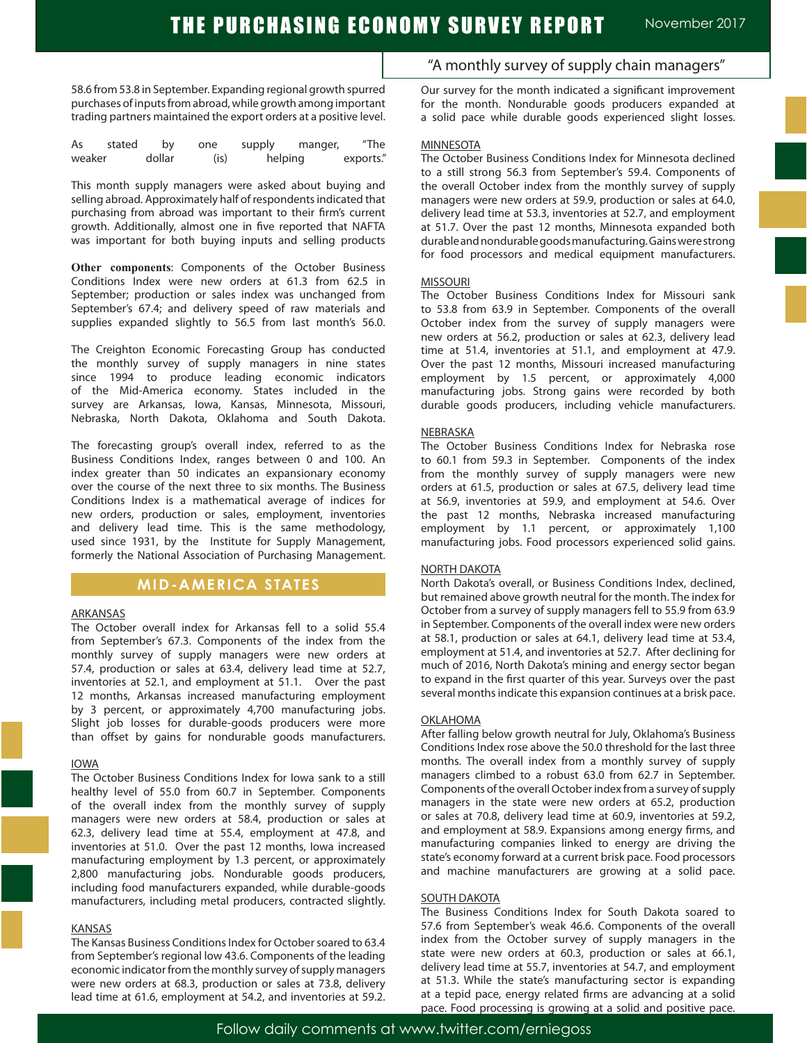58.6 from 53.8 in September. Expanding regional growth spurred purchases of inputs from abroad, while growth among important trading partners maintained the export orders at a positive level.

As stated by one supply manger, "The weaker dollar (is) helping exports."

This month supply managers were asked about buying and selling abroad. Approximately half of respondents indicated that purchasing from abroad was important to their firm's current growth. Additionally, almost one in five reported that NAFTA was important for both buying inputs and selling products

**Other components**: Components of the October Business Conditions Index were new orders at 61.3 from 62.5 in September; production or sales index was unchanged from September's 67.4; and delivery speed of raw materials and supplies expanded slightly to 56.5 from last month's 56.0.

The Creighton Economic Forecasting Group has conducted the monthly survey of supply managers in nine states since 1994 to produce leading economic indicators of the Mid-America economy. States included in the survey are Arkansas, Iowa, Kansas, Minnesota, Missouri, Nebraska, North Dakota, Oklahoma and South Dakota.

The forecasting group's overall index, referred to as the Business Conditions Index, ranges between 0 and 100. An index greater than 50 indicates an expansionary economy over the course of the next three to six months. The Business Conditions Index is a mathematical average of indices for new orders, production or sales, employment, inventories and delivery lead time. This is the same methodology, used since 1931, by the Institute for Supply Management, formerly the National Association of Purchasing Management.

## MID-AMERICA STATES

### ARKANSAS

The October overall index for Arkansas fell to a solid 55.4 from September's 67.3. Components of the index from the monthly survey of supply managers were new orders at 57.4, production or sales at 63.4, delivery lead time at 52.7, inventories at 52.1, and employment at 51.1. Over the past 12 months, Arkansas increased manufacturing employment by 3 percent, or approximately 4,700 manufacturing jobs. Slight job losses for durable-goods producers were more than offset by gains for nondurable goods manufacturers.

### IOWA

The October Business Conditions Index for Iowa sank to a still healthy level of 55.0 from 60.7 in September. Components of the overall index from the monthly survey of supply managers were new orders at 58.4, production or sales at 62.3, delivery lead time at 55.4, employment at 47.8, and inventories at 51.0. Over the past 12 months, Iowa increased manufacturing employment by 1.3 percent, or approximately 2,800 manufacturing jobs. Nondurable goods producers, including food manufacturers expanded, while durable-goods manufacturers, including metal producers, contracted slightly.

### KANSAS

The Kansas Business Conditions Index for October soared to 63.4 from September's regional low 43.6. Components of the leading economic indicator from the monthly survey of supply managers were new orders at 68.3, production or sales at 73.8, delivery lead time at 61.6, employment at 54.2, and inventories at 59.2.

"A monthly survey of supply chain managers"

Our survey for the month indicated a significant improvement for the month. Nondurable goods producers expanded at a solid pace while durable goods experienced slight losses.

### MINNESOTA

The October Business Conditions Index for Minnesota declined to a still strong 56.3 from September's 59.4. Components of the overall October index from the monthly survey of supply managers were new orders at 59.9, production or sales at 64.0, delivery lead time at 53.3, inventories at 52.7, and employment at 51.7. Over the past 12 months, Minnesota expanded both durable and nondurable goods manufacturing. Gains were strong for food processors and medical equipment manufacturers.

### MISSOURI

The October Business Conditions Index for Missouri sank to 53.8 from 63.9 in September. Components of the overall October index from the survey of supply managers were new orders at 56.2, production or sales at 62.3, delivery lead time at 51.4, inventories at 51.1, and employment at 47.9. Over the past 12 months, Missouri increased manufacturing employment by 1.5 percent, or approximately 4,000 manufacturing jobs. Strong gains were recorded by both durable goods producers, including vehicle manufacturers.

### NEBRASKA

The October Business Conditions Index for Nebraska rose to 60.1 from 59.3 in September. Components of the index from the monthly survey of supply managers were new orders at 61.5, production or sales at 67.5, delivery lead time at 56.9, inventories at 59.9, and employment at 54.6. Over the past 12 months, Nebraska increased manufacturing employment by 1.1 percent, or approximately 1,100 manufacturing jobs. Food processors experienced solid gains.

### NORTH DAKOTA

North Dakota's overall, or Business Conditions Index, declined, but remained above growth neutral for the month. The index for October from a survey of supply managers fell to 55.9 from 63.9 in September. Components of the overall index were new orders at 58.1, production or sales at 64.1, delivery lead time at 53.4, employment at 51.4, and inventories at 52.7. After declining for much of 2016, North Dakota's mining and energy sector began to expand in the first quarter of this year. Surveys over the past several months indicate this expansion continues at a brisk pace.

### OKLAHOMA

After falling below growth neutral for July, Oklahoma's Business Conditions Index rose above the 50.0 threshold for the last three months. The overall index from a monthly survey of supply managers climbed to a robust 63.0 from 62.7 in September. Components of the overall October index from a survey of supply managers in the state were new orders at 65.2, production or sales at 70.8, delivery lead time at 60.9, inventories at 59.2, and employment at 58.9. Expansions among energy firms, and manufacturing companies linked to energy are driving the state's economy forward at a current brisk pace. Food processors and machine manufacturers are growing at a solid pace.

### SOUTH DAKOTA

The Business Conditions Index for South Dakota soared to 57.6 from September's weak 46.6. Components of the overall index from the October survey of supply managers in the state were new orders at 60.3, production or sales at 66.1, delivery lead time at 55.7, inventories at 54.7, and employment at 51.3. While the state's manufacturing sector is expanding at a tepid pace, energy related firms are advancing at a solid pace. Food processing is growing at a solid and positive pace.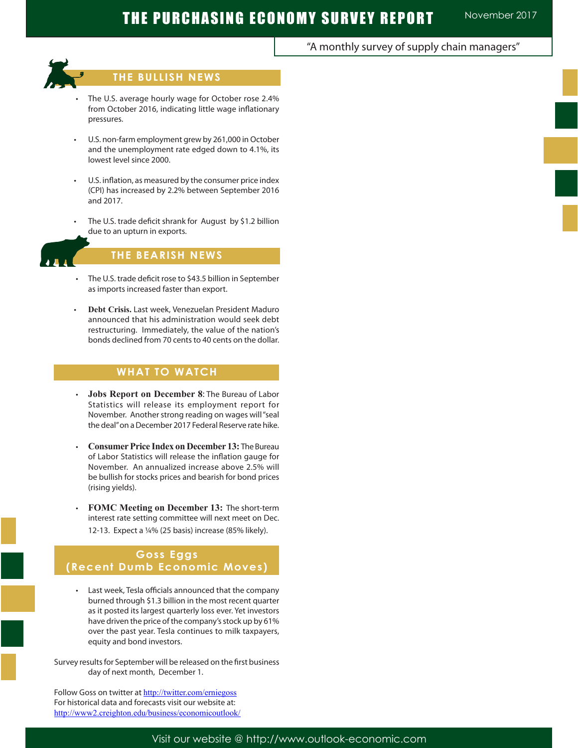## THE BULLISH NEWS

- The U.S. average hourly wage for October rose 2.4% from October 2016, indicating little wage inflationary pressures.
- U.S. non-farm employment grew by 261,000 in October and the unemployment rate edged down to 4.1%, its lowest level since 2000.
- U.S. inflation, as measured by the consumer price index (CPI) has increased by 2.2% between September 2016 and 2017.
- The U.S. trade deficit shrank for August by $1.2 billion due to an upturn in exports.

## THE BEARISH NEWS

- The U.S. trade deficit rose to $43.5 billion in September as imports increased faster than export.
- **Debt Crisis.** Last week, Venezuelan President Maduro announced that his administration would seek debt restructuring. Immediately, the value of the nation's bonds declined from 70 cents to 40 cents on the dollar.

## WHAT TO WATCH

- **Jobs Report on December 8**: The Bureau of Labor Statistics will release its employment report for November. Another strong reading on wages will "seal the deal" on a December 2017 Federal Reserve rate hike.
- **Consumer Price Index on December 13:** The Bureau of Labor Statistics will release the inflation gauge for November. An annualized increase above 2.5% will be bullish for stocks prices and bearish for bond prices (rising yields).
- **FOMC Meeting on December 13:** The short-term interest rate setting committee will next meet on Dec. 12-13. Expect a ¼% (25 basis) increase (85% likely).

## Goss Eggs (Recent Dumb Economic Moves)

- Last week, Tesla officials announced that the company burned through $1.3 billion in the most recent quarter as it posted its largest quarterly loss ever. Yet investors have driven the price of the company's stock up by 61% over the past year. Tesla continues to milk taxpayers, equity and bond investors.

Survey results for September will be released on the first business day of next month, December 1.

Follow Goss on twitter at http://twitter.com/erniegoss
For historical data and forecasts visit our website at:
http://www2.creighton.edu/business/economicoutlook/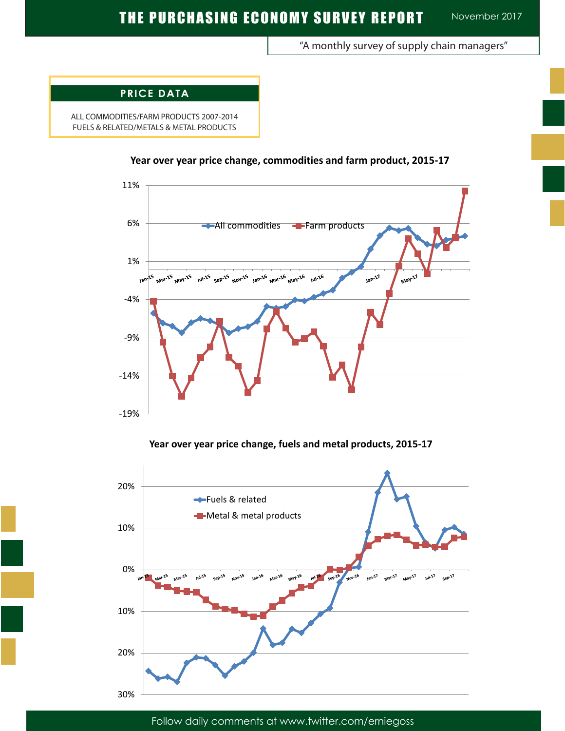# THE PURCHASING ECONOMY SURVEY REPORT

November 2017

"A monthly survey of supply chain managers"

## PRICE DATA

ALL COMMODITIES/FARM PRODUCTS 2007-2014
FUELS & RELATED/METALS & METAL PRODUCTS

**Year over year price change, commodities and farm product, 2015-17**

11%
6%
1%
-4%
-9%
-14%
-19%

All commodities
Farm products

Jan-15 Mar-15 May-15 Jul-15 Sep-15 Nov-15 Jan-16 Mar-16 May-16 Jul-16 Jan-17 May-17

**Year over year price change, fuels and metal products, 2015-17**

20%
10%
0%
10%
20%
30%

Fuels & related
Metal & metal products

Jan-15 Mar-15 May-15 Jul-15 Sep-15 Nov-15 Jan-16 Mar-16 May-16 Jul-16 Sep-16 Nov-16 Jan-17 Mar-17 May-17 Jul-17 Sep-17

Follow daily comments at www.twitter.com/erniegoss